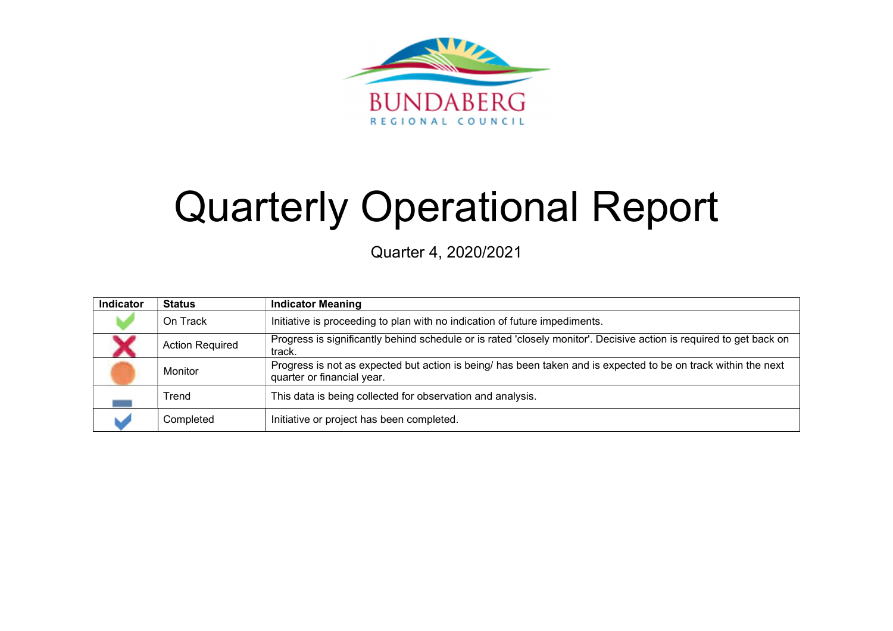BUNDABERG
REGIONAL COUNCIL

# Quarterly Operational Report

Quarter 4, 2020/2021

| Indicator | Status | Indicator Meaning |
| --- | --- | --- |
| | On Track | Initiative is proceeding to plan with no indication of future impediments. |
| | Action Required | Progress is significantly behind schedule or is rated 'closely monitor'. Decisive action is required to get back on track. |
| | Monitor | Progress is not as expected but action is being/ has been taken and is expected to be on track within the next quarter or financial year. |
| | Trend | This data is being collected for observation and analysis. |
| | Completed | Initiative or project has been completed. |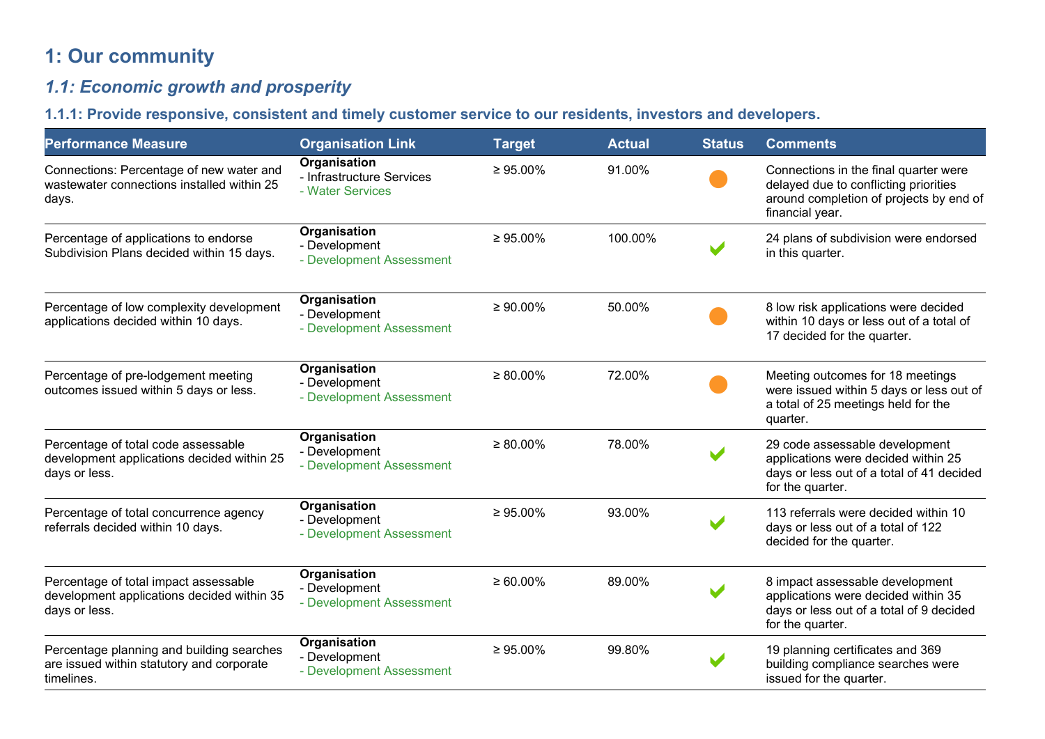# 1: Our community

## *1.1: Economic growth and prosperity*

### 1.1.1: Provide responsive, consistent and timely customer service to our residents, investors and developers.

| Performance Measure | Organisation Link | Target | Actual | Status | Comments |
|---|---|---|---|---|---|
| Connections: Percentage of new water and wastewater connections installed within 25 days. | **Organisation**<br>- Infrastructure Services<br>- Water Services | ≥ 95.00% | 91.00% | ● | Connections in the final quarter were delayed due to conflicting priorities around completion of projects by end of financial year. |
| Percentage of applications to endorse Subdivision Plans decided within 15 days. | **Organisation**<br>- Development<br>- Development Assessment | ≥ 95.00% | 100.00% | ✔ | 24 plans of subdivision were endorsed in this quarter. |
| Percentage of low complexity development applications decided within 10 days. | **Organisation**<br>- Development<br>- Development Assessment | ≥ 90.00% | 50.00% | ● | 8 low risk applications were decided within 10 days or less out of a total of 17 decided for the quarter. |
| Percentage of pre-lodgement meeting outcomes issued within 5 days or less. | **Organisation**<br>- Development<br>- Development Assessment | ≥ 80.00% | 72.00% | ● | Meeting outcomes for 18 meetings were issued within 5 days or less out of a total of 25 meetings held for the quarter. |
| Percentage of total code assessable development applications decided within 25 days or less. | **Organisation**<br>- Development<br>- Development Assessment | ≥ 80.00% | 78.00% | ✔ | 29 code assessable development applications were decided within 25 days or less out of a total of 41 decided for the quarter. |
| Percentage of total concurrence agency referrals decided within 10 days. | **Organisation**<br>- Development<br>- Development Assessment | ≥ 95.00% | 93.00% | ✔ | 113 referrals were decided within 10 days or less out of a total of 122 decided for the quarter. |
| Percentage of total impact assessable development applications decided within 35 days or less. | **Organisation**<br>- Development<br>- Development Assessment | ≥ 60.00% | 89.00% | ✔ | 8 impact assessable development applications were decided within 35 days or less out of a total of 9 decided for the quarter. |
| Percentage planning and building searches are issued within statutory and corporate timelines. | **Organisation**<br>- Development<br>- Development Assessment | ≥ 95.00% | 99.80% | ✔ | 19 planning certificates and 369 building compliance searches were issued for the quarter. |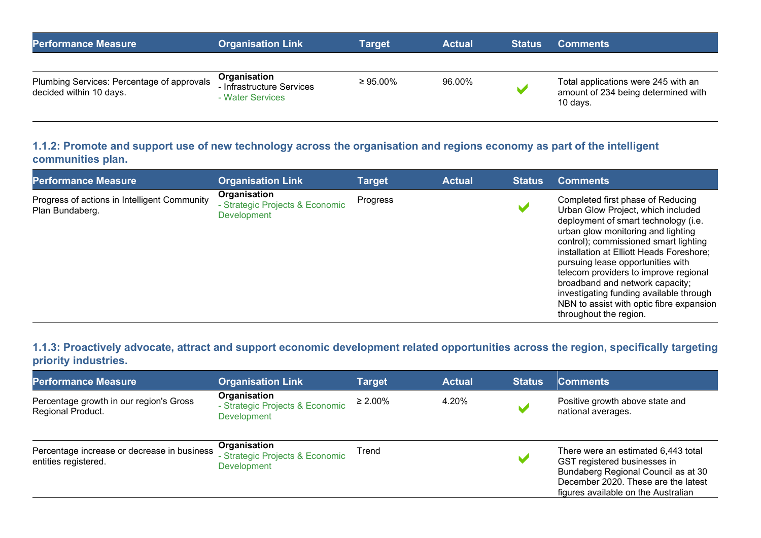| Performance Measure | Organisation Link | Target | Actual | Status | Comments |
|---|---|---|---|---|---|
| Plumbing Services: Percentage of approvals decided within 10 days. | **Organisation**<br>- Infrastructure Services<br>- Water Services | ≥ 95.00% | 96.00% | ✔ | Total applications were 245 with an amount of 234 being determined with 10 days. |

### 1.1.2: Promote and support use of new technology across the organisation and regions economy as part of the intelligent communities plan.

| Performance Measure | Organisation Link | Target | Actual | Status | Comments |
|---|---|---|---|---|---|
| Progress of actions in Intelligent Community Plan Bundaberg. | **Organisation**<br>- Strategic Projects & Economic Development | Progress | | ✔ | Completed first phase of Reducing Urban Glow Project, which included deployment of smart technology (i.e. urban glow monitoring and lighting control); commissioned smart lighting installation at Elliott Heads Foreshore; pursuing lease opportunities with telecom providers to improve regional broadband and network capacity; investigating funding available through NBN to assist with optic fibre expansion throughout the region. |

### 1.1.3: Proactively advocate, attract and support economic development related opportunities across the region, specifically targeting priority industries.

| Performance Measure | Organisation Link | Target | Actual | Status | Comments |
|---|---|---|---|---|---|
| Percentage growth in our region's Gross Regional Product. | **Organisation**<br>- Strategic Projects & Economic Development | ≥ 2.00% | 4.20% | ✔ | Positive growth above state and national averages. |
| Percentage increase or decrease in business entities registered. | **Organisation**<br>- Strategic Projects & Economic Development | Trend | | ✔ | There were an estimated 6,443 total GST registered businesses in Bundaberg Regional Council as at 30 December 2020. These are the latest figures available on the Australian |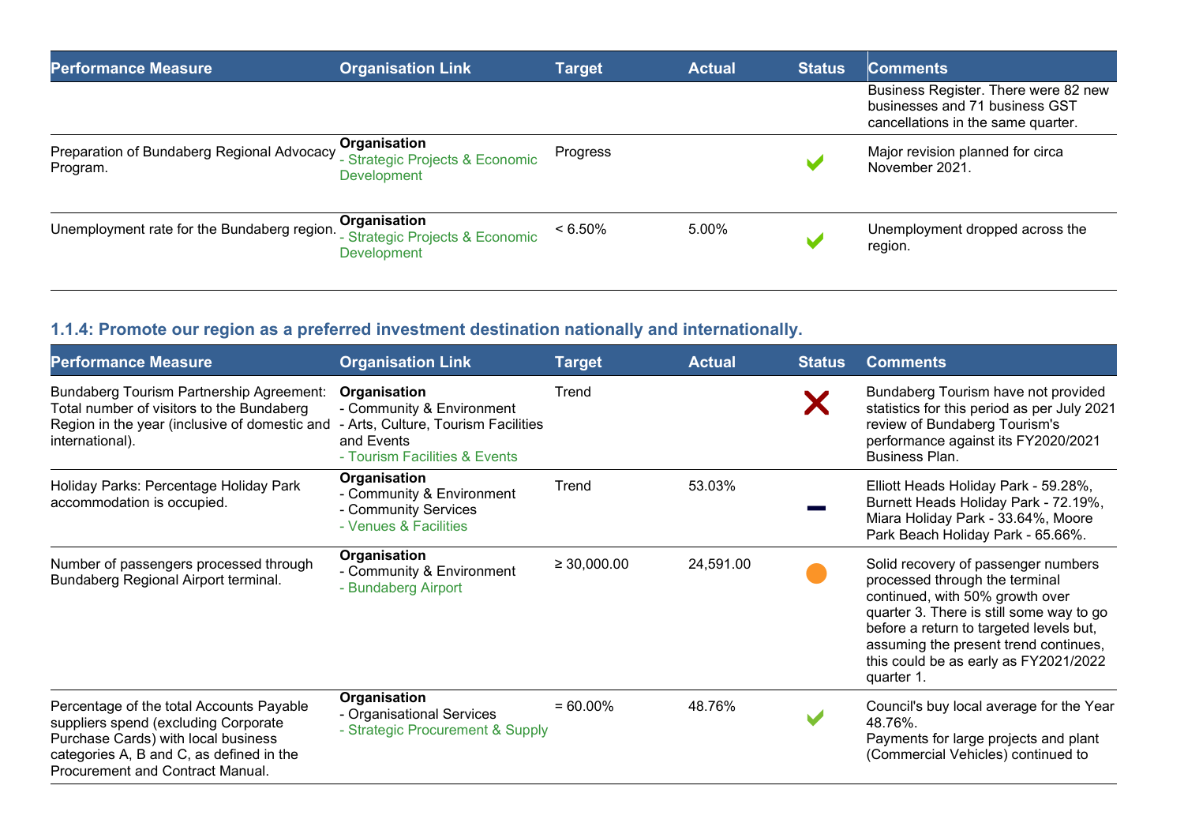| Performance Measure | Organisation Link | Target | Actual | Status | Comments |
|---|---|---|---|---|---|
| | | | | | Business Register. There were 82 new businesses and 71 business GST cancellations in the same quarter. |
| Preparation of Bundaberg Regional Advocacy Program. | **Organisation** - Strategic Projects & Economic Development | Progress | | ✔ | Major revision planned for circa November 2021. |
| Unemployment rate for the Bundaberg region. | **Organisation** - Strategic Projects & Economic Development | < 6.50% | 5.00% | ✔ | Unemployment dropped across the region. |

### 1.1.4: Promote our region as a preferred investment destination nationally and internationally.

| Performance Measure | Organisation Link | Target | Actual | Status | Comments |
|---|---|---|---|---|---|
| Bundaberg Tourism Partnership Agreement: Total number of visitors to the Bundaberg Region in the year (inclusive of domestic and international). | **Organisation** - Community & Environment - Arts, Culture, Tourism Facilities and Events - Tourism Facilities & Events | Trend | | ✘ | Bundaberg Tourism have not provided statistics for this period as per July 2021 review of Bundaberg Tourism's performance against its FY2020/2021 Business Plan. |
| Holiday Parks: Percentage Holiday Park accommodation is occupied. | **Organisation** - Community & Environment - Community Services - Venues & Facilities | Trend | 53.03% | – | Elliott Heads Holiday Park - 59.28%, Burnett Heads Holiday Park - 72.19%, Miara Holiday Park - 33.64%, Moore Park Beach Holiday Park - 65.66%. |
| Number of passengers processed through Bundaberg Regional Airport terminal. | **Organisation** - Community & Environment - Bundaberg Airport | ≥ 30,000.00 | 24,591.00 | ● | Solid recovery of passenger numbers processed through the terminal continued, with 50% growth over quarter 3. There is still some way to go before a return to targeted levels but, assuming the present trend continues, this could be as early as FY2021/2022 quarter 1. |
| Percentage of the total Accounts Payable suppliers spend (excluding Corporate Purchase Cards) with local business categories A, B and C, as defined in the Procurement and Contract Manual. | **Organisation** - Organisational Services - Strategic Procurement & Supply | = 60.00% | 48.76% | ✔ | Council's buy local average for the Year 48.76%. Payments for large projects and plant (Commercial Vehicles) continued to |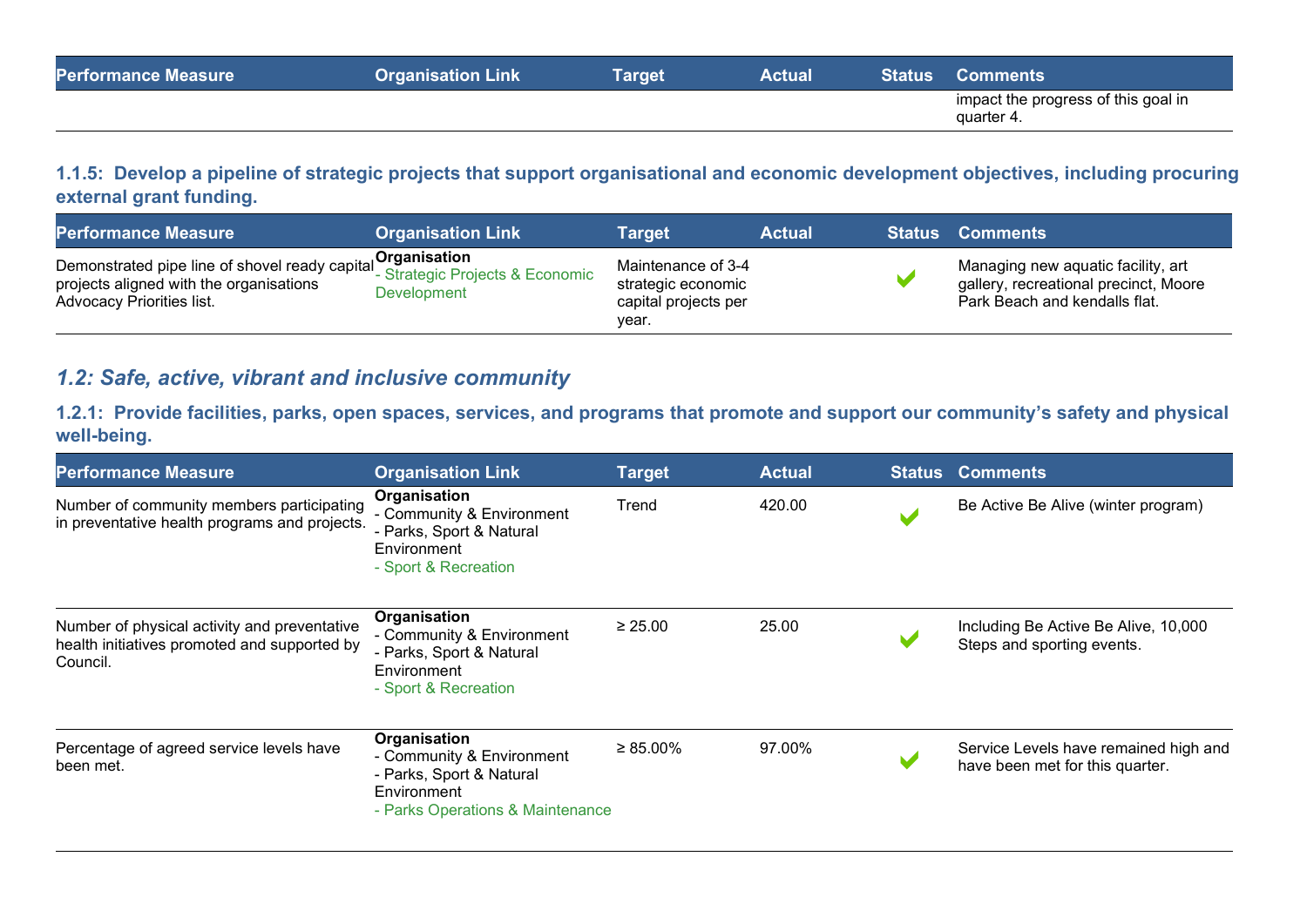| Performance Measure | Organisation Link | Target | Actual | Status | Comments |
|---|---|---|---|---|---|
| | | | | | impact the progress of this goal in quarter 4. |

### 1.1.5: Develop a pipeline of strategic projects that support organisational and economic development objectives, including procuring external grant funding.

| Performance Measure | Organisation Link | Target | Actual | Status | Comments |
|---|---|---|---|---|---|
| Demonstrated pipe line of shovel ready capital projects aligned with the organisations Advocacy Priorities list. | **Organisation**<br>- Strategic Projects & Economic Development | Maintenance of 3-4 strategic economic capital projects per year. | | ✔ | Managing new aquatic facility, art gallery, recreational precinct, Moore Park Beach and kendalls flat. |

## *1.2: Safe, active, vibrant and inclusive community*

### 1.2.1: Provide facilities, parks, open spaces, services, and programs that promote and support our community's safety and physical well-being.

| Performance Measure | Organisation Link | Target | Actual | Status | Comments |
|---|---|---|---|---|---|
| Number of community members participating in preventative health programs and projects. | **Organisation**<br>- Community & Environment<br>- Parks, Sport & Natural Environment<br>- Sport & Recreation | Trend | 420.00 | ✔ | Be Active Be Alive (winter program) |
| Number of physical activity and preventative health initiatives promoted and supported by Council. | **Organisation**<br>- Community & Environment<br>- Parks, Sport & Natural Environment<br>- Sport & Recreation | ≥ 25.00 | 25.00 | ✔ | Including Be Active Be Alive, 10,000 Steps and sporting events. |
| Percentage of agreed service levels have been met. | **Organisation**<br>- Community & Environment<br>- Parks, Sport & Natural Environment<br>- Parks Operations & Maintenance | ≥ 85.00% | 97.00% | ✔ | Service Levels have remained high and have been met for this quarter. |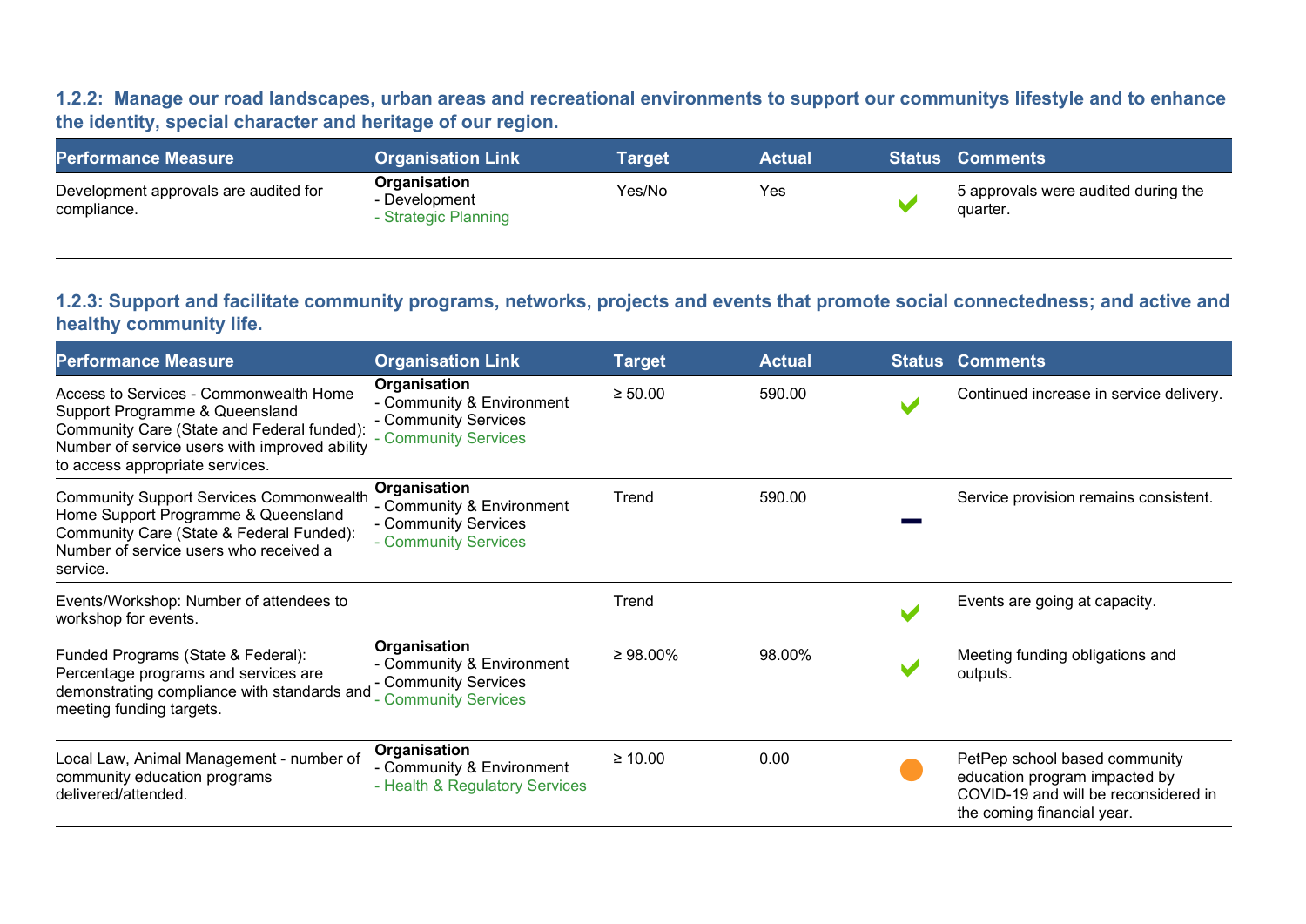### 1.2.2: Manage our road landscapes, urban areas and recreational environments to support our communitys lifestyle and to enhance the identity, special character and heritage of our region.

| Performance Measure | Organisation Link | Target | Actual | Status | Comments |
|---|---|---|---|---|---|
| Development approvals are audited for compliance. | **Organisation**<br>- Development<br>- Strategic Planning | Yes/No | Yes | ✔ | 5 approvals were audited during the quarter. |

### 1.2.3: Support and facilitate community programs, networks, projects and events that promote social connectedness; and active and healthy community life.

| Performance Measure | Organisation Link | Target | Actual | Status | Comments |
|---|---|---|---|---|---|
| Access to Services - Commonwealth Home Support Programme & Queensland Community Care (State and Federal funded): Number of service users with improved ability to access appropriate services. | **Organisation**<br>- Community & Environment<br>- Community Services<br>- Community Services | ≥ 50.00 | 590.00 | ✔ | Continued increase in service delivery. |
| Community Support Services Commonwealth Home Support Programme & Queensland Community Care (State & Federal Funded): Number of service users who received a service. | **Organisation**<br>- Community & Environment<br>- Community Services<br>- Community Services | Trend | 590.00 | — | Service provision remains consistent. |
| Events/Workshop: Number of attendees to workshop for events. | | Trend | | ✔ | Events are going at capacity. |
| Funded Programs (State & Federal): Percentage programs and services are demonstrating compliance with standards and meeting funding targets. | **Organisation**<br>- Community & Environment<br>- Community Services<br>- Community Services | ≥ 98.00% | 98.00% | ✔ | Meeting funding obligations and outputs. |
| Local Law, Animal Management - number of community education programs delivered/attended. | **Organisation**<br>- Community & Environment<br>- Health & Regulatory Services | ≥ 10.00 | 0.00 | ● | PetPep school based community education program impacted by COVID-19 and will be reconsidered in the coming financial year. |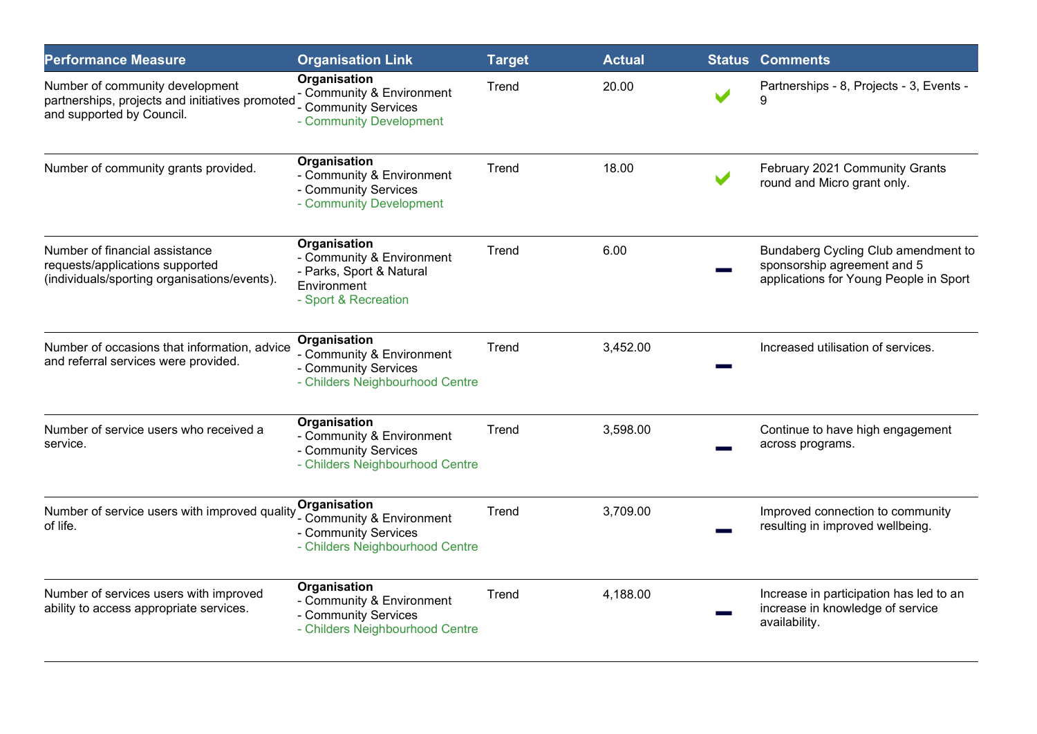| Performance Measure | Organisation Link | Target | Actual | Status | Comments |
| --- | --- | --- | --- | --- | --- |
| Number of community development partnerships, projects and initiatives promoted and supported by Council. | **Organisation**<br>- Community & Environment<br>- Community Services<br>- Community Development | Trend | 20.00 | ✔ | Partnerships - 8, Projects - 3, Events - 9 |
| Number of community grants provided. | **Organisation**<br>- Community & Environment<br>- Community Services<br>- Community Development | Trend | 18.00 | ✔ | February 2021 Community Grants round and Micro grant only. |
| Number of financial assistance requests/applications supported (individuals/sporting organisations/events). | **Organisation**<br>- Community & Environment<br>- Parks, Sport & Natural Environment<br>- Sport & Recreation | Trend | 6.00 | — | Bundaberg Cycling Club amendment to sponsorship agreement and 5 applications for Young People in Sport |
| Number of occasions that information, advice and referral services were provided. | **Organisation**<br>- Community & Environment<br>- Community Services<br>- Childers Neighbourhood Centre | Trend | 3,452.00 | — | Increased utilisation of services. |
| Number of service users who received a service. | **Organisation**<br>- Community & Environment<br>- Community Services<br>- Childers Neighbourhood Centre | Trend | 3,598.00 | — | Continue to have high engagement across programs. |
| Number of service users with improved quality of life. | **Organisation**<br>- Community & Environment<br>- Community Services<br>- Childers Neighbourhood Centre | Trend | 3,709.00 | — | Improved connection to community resulting in improved wellbeing. |
| Number of services users with improved ability to access appropriate services. | **Organisation**<br>- Community & Environment<br>- Community Services<br>- Childers Neighbourhood Centre | Trend | 4,188.00 | — | Increase in participation has led to an increase in knowledge of service availability. |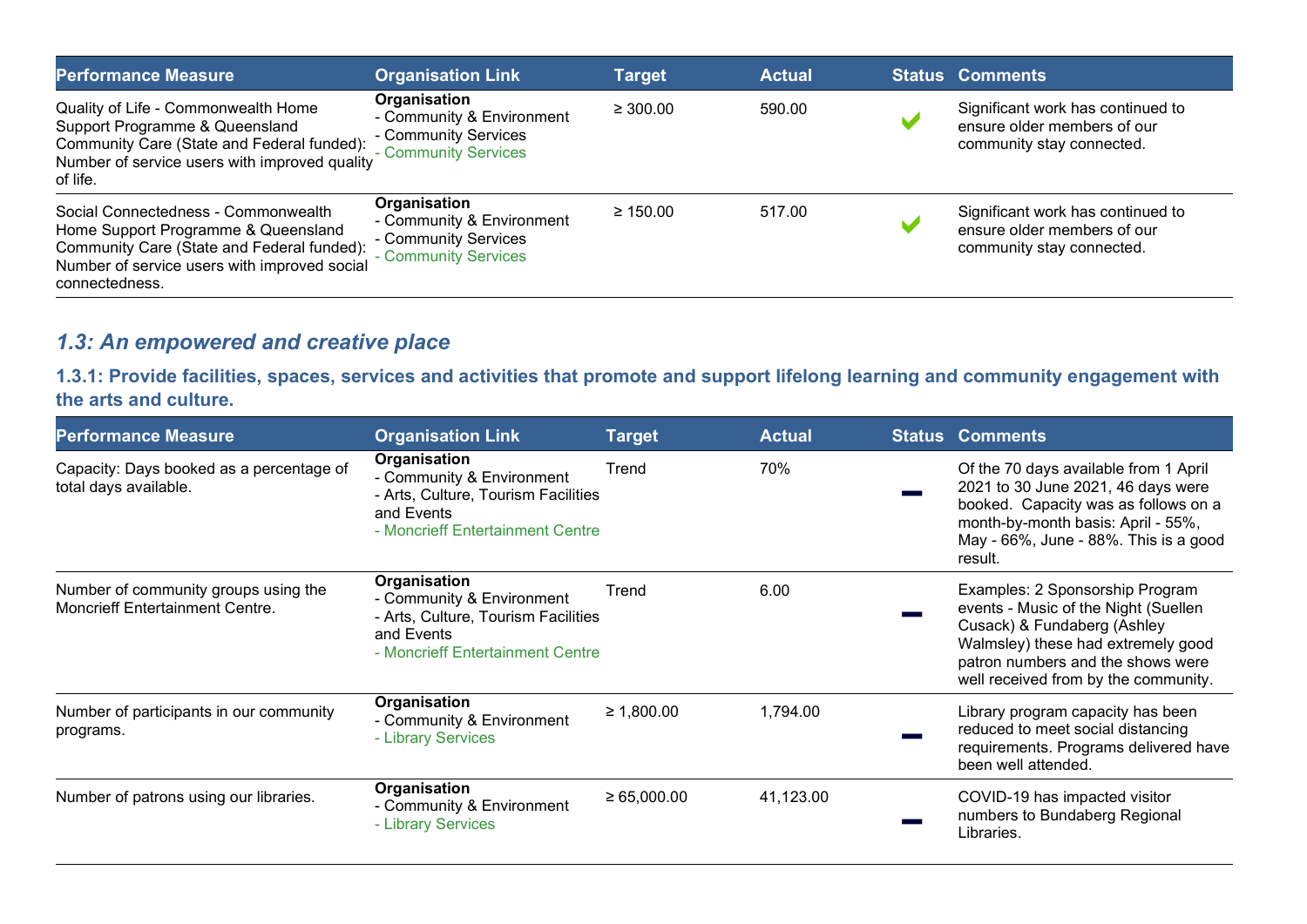| Performance Measure | Organisation Link | Target | Actual | Status | Comments |
|---|---|---|---|---|---|
| Quality of Life - Commonwealth Home Support Programme & Queensland Community Care (State and Federal funded): Number of service users with improved quality of life. | **Organisation**<br>- Community & Environment<br>- Community Services<br>- Community Services | ≥ 300.00 | 590.00 | ✔ | Significant work has continued to ensure older members of our community stay connected. |
| Social Connectedness - Commonwealth Home Support Programme & Queensland Community Care (State and Federal funded): Number of service users with improved social connectedness. | **Organisation**<br>- Community & Environment<br>- Community Services<br>- Community Services | ≥ 150.00 | 517.00 | ✔ | Significant work has continued to ensure older members of our community stay connected. |

## *1.3: An empowered and creative place*

### 1.3.1: Provide facilities, spaces, services and activities that promote and support lifelong learning and community engagement with the arts and culture.

| Performance Measure | Organisation Link | Target | Actual | Status | Comments |
|---|---|---|---|---|---|
| Capacity: Days booked as a percentage of total days available. | **Organisation**<br>- Community & Environment<br>- Arts, Culture, Tourism Facilities and Events<br>- Moncrieff Entertainment Centre | Trend | 70% | — | Of the 70 days available from 1 April 2021 to 30 June 2021, 46 days were booked. Capacity was as follows on a month-by-month basis: April - 55%, May - 66%, June - 88%. This is a good result. |
| Number of community groups using the Moncrieff Entertainment Centre. | **Organisation**<br>- Community & Environment<br>- Arts, Culture, Tourism Facilities and Events<br>- Moncrieff Entertainment Centre | Trend | 6.00 | — | Examples: 2 Sponsorship Program events - Music of the Night (Suellen Cusack) & Fundaberg (Ashley Walmsley) these had extremely good patron numbers and the shows were well received from by the community. |
| Number of participants in our community programs. | **Organisation**<br>- Community & Environment<br>- Library Services | ≥ 1,800.00 | 1,794.00 | — | Library program capacity has been reduced to meet social distancing requirements. Programs delivered have been well attended. |
| Number of patrons using our libraries. | **Organisation**<br>- Community & Environment<br>- Library Services | ≥ 65,000.00 | 41,123.00 | — | COVID-19 has impacted visitor numbers to Bundaberg Regional Libraries. |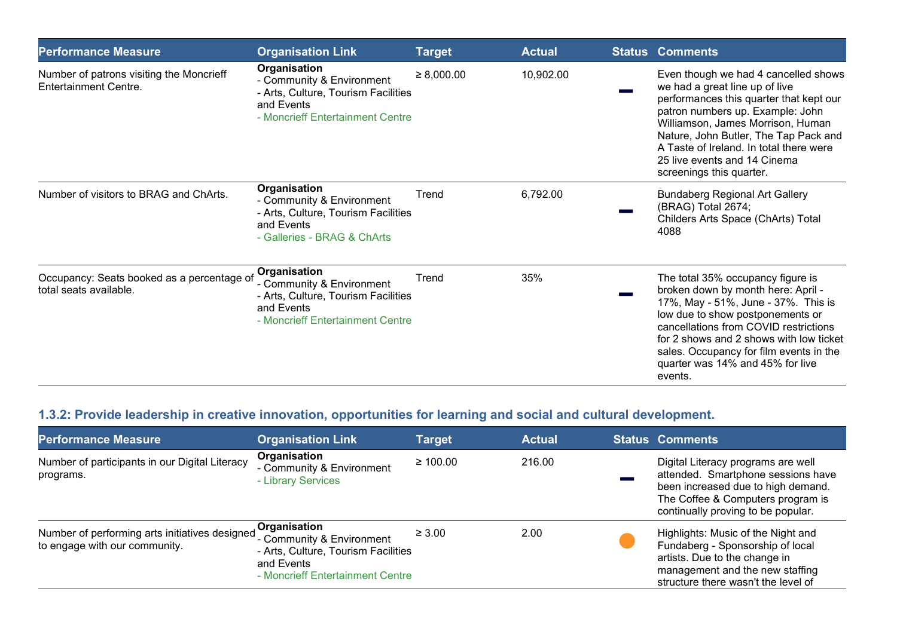| Performance Measure | Organisation Link | Target | Actual | Status | Comments |
|---|---|---|---|---|---|
| Number of patrons visiting the Moncrieff Entertainment Centre. | **Organisation**<br>- Community & Environment<br>- Arts, Culture, Tourism Facilities and Events<br>- Moncrieff Entertainment Centre | ≥ 8,000.00 | 10,902.00 | — | Even though we had 4 cancelled shows we had a great line up of live performances this quarter that kept our patron numbers up. Example: John Williamson, James Morrison, Human Nature, John Butler, The Tap Pack and A Taste of Ireland. In total there were 25 live events and 14 Cinema screenings this quarter. |
| Number of visitors to BRAG and ChArts. | **Organisation**<br>- Community & Environment<br>- Arts, Culture, Tourism Facilities and Events<br>- Galleries - BRAG & ChArts | Trend | 6,792.00 | — | Bundaberg Regional Art Gallery (BRAG) Total 2674;<br>Childers Arts Space (ChArts) Total 4088 |
| Occupancy: Seats booked as a percentage of total seats available. | **Organisation**<br>- Community & Environment<br>- Arts, Culture, Tourism Facilities and Events<br>- Moncrieff Entertainment Centre | Trend | 35% | — | The total 35% occupancy figure is broken down by month here: April - 17%, May - 51%, June - 37%. This is low due to show postponements or cancellations from COVID restrictions for 2 shows and 2 shows with low ticket sales. Occupancy for film events in the quarter was 14% and 45% for live events. |

### 1.3.2: Provide leadership in creative innovation, opportunities for learning and social and cultural development.

| Performance Measure | Organisation Link | Target | Actual | Status | Comments |
|---|---|---|---|---|---|
| Number of participants in our Digital Literacy programs. | **Organisation**<br>- Community & Environment<br>- Library Services | ≥ 100.00 | 216.00 | — | Digital Literacy programs are well attended. Smartphone sessions have been increased due to high demand. The Coffee & Computers program is continually proving to be popular. |
| Number of performing arts initiatives designed to engage with our community. | **Organisation**<br>- Community & Environment<br>- Arts, Culture, Tourism Facilities and Events<br>- Moncrieff Entertainment Centre | ≥ 3.00 | 2.00 | ● | Highlights: Music of the Night and Fundaberg - Sponsorship of local artists. Due to the change in management and the new staffing structure there wasn't the level of |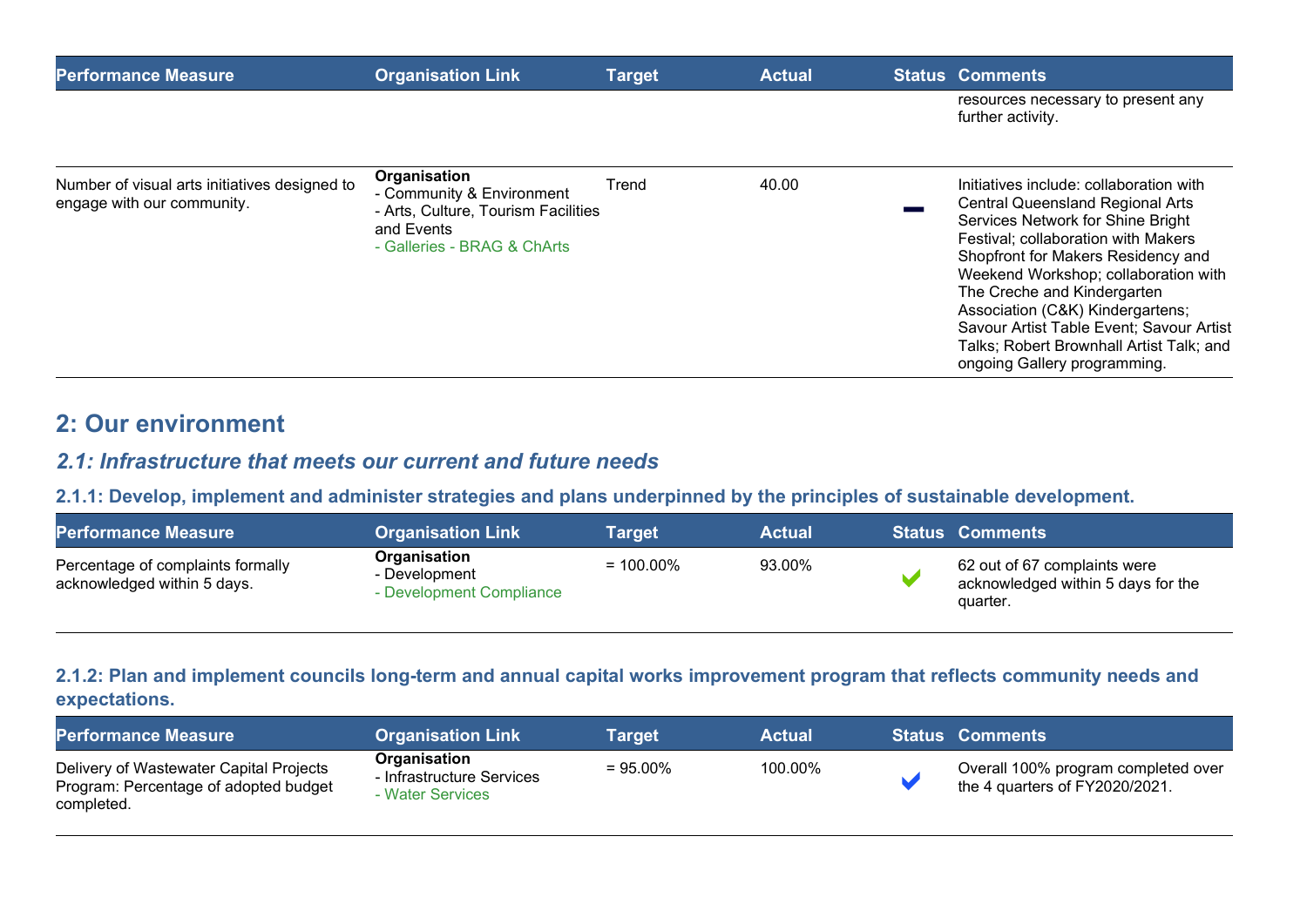| Performance Measure | Organisation Link | Target | Actual | Status | Comments |
|---|---|---|---|---|---|
| | | | | | resources necessary to present any further activity. |
| Number of visual arts initiatives designed to engage with our community. | **Organisation**<br>- Community & Environment<br>- Arts, Culture, Tourism Facilities and Events<br>- Galleries - BRAG & ChArts | Trend | 40.00 | – | Initiatives include: collaboration with Central Queensland Regional Arts Services Network for Shine Bright Festival; collaboration with Makers Shopfront for Makers Residency and Weekend Workshop; collaboration with The Creche and Kindergarten Association (C&K) Kindergartens; Savour Artist Table Event; Savour Artist Talks; Robert Brownhall Artist Talk; and ongoing Gallery programming. |

## 2: Our environment

### *2.1: Infrastructure that meets our current and future needs*

#### 2.1.1: Develop, implement and administer strategies and plans underpinned by the principles of sustainable development.

| Performance Measure | Organisation Link | Target | Actual | Status | Comments |
|---|---|---|---|---|---|
| Percentage of complaints formally acknowledged within 5 days. | **Organisation**<br>- Development<br>- Development Compliance | = 100.00% | 93.00% | ✔ | 62 out of 67 complaints were acknowledged within 5 days for the quarter. |

#### 2.1.2: Plan and implement councils long-term and annual capital works improvement program that reflects community needs and expectations.

| Performance Measure | Organisation Link | Target | Actual | Status | Comments |
|---|---|---|---|---|---|
| Delivery of Wastewater Capital Projects Program: Percentage of adopted budget completed. | **Organisation**<br>- Infrastructure Services<br>- Water Services | = 95.00% | 100.00% | ✔ | Overall 100% program completed over the 4 quarters of FY2020/2021. |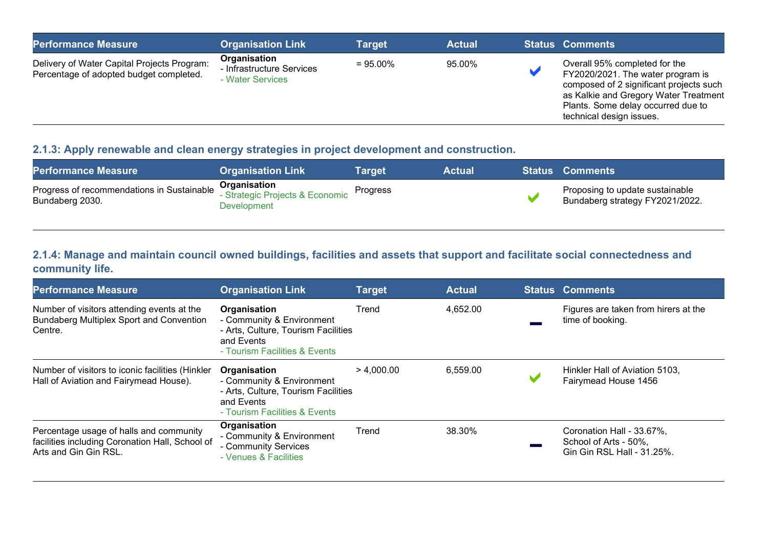| Performance Measure | Organisation Link | Target | Actual | Status | Comments |
|---|---|---|---|---|---|
| Delivery of Water Capital Projects Program: Percentage of adopted budget completed. | **Organisation**<br>- Infrastructure Services<br>- Water Services | = 95.00% | 95.00% | ✔ | Overall 95% completed for the FY2020/2021. The water program is composed of 2 significant projects such as Kalkie and Gregory Water Treatment Plants. Some delay occurred due to technical design issues. |

### 2.1.3: Apply renewable and clean energy strategies in project development and construction.

| Performance Measure | Organisation Link | Target | Actual | Status | Comments |
|---|---|---|---|---|---|
| Progress of recommendations in Sustainable Bundaberg 2030. | **Organisation**<br>- Strategic Projects & Economic Development | Progress | | ✔ | Proposing to update sustainable Bundaberg strategy FY2021/2022. |

### 2.1.4: Manage and maintain council owned buildings, facilities and assets that support and facilitate social connectedness and community life.

| Performance Measure | Organisation Link | Target | Actual | Status | Comments |
|---|---|---|---|---|---|
| Number of visitors attending events at the Bundaberg Multiplex Sport and Convention Centre. | **Organisation**<br>- Community & Environment<br>- Arts, Culture, Tourism Facilities and Events<br>- Tourism Facilities & Events | Trend | 4,652.00 | — | Figures are taken from hirers at the time of booking. |
| Number of visitors to iconic facilities (Hinkler Hall of Aviation and Fairymead House). | **Organisation**<br>- Community & Environment<br>- Arts, Culture, Tourism Facilities and Events<br>- Tourism Facilities & Events | > 4,000.00 | 6,559.00 | ✔ | Hinkler Hall of Aviation 5103, Fairymead House 1456 |
| Percentage usage of halls and community facilities including Coronation Hall, School of Arts and Gin Gin RSL. | **Organisation**<br>- Community & Environment<br>- Community Services<br>- Venues & Facilities | Trend | 38.30% | — | Coronation Hall - 33.67%,<br>School of Arts - 50%,<br>Gin Gin RSL Hall - 31.25%. |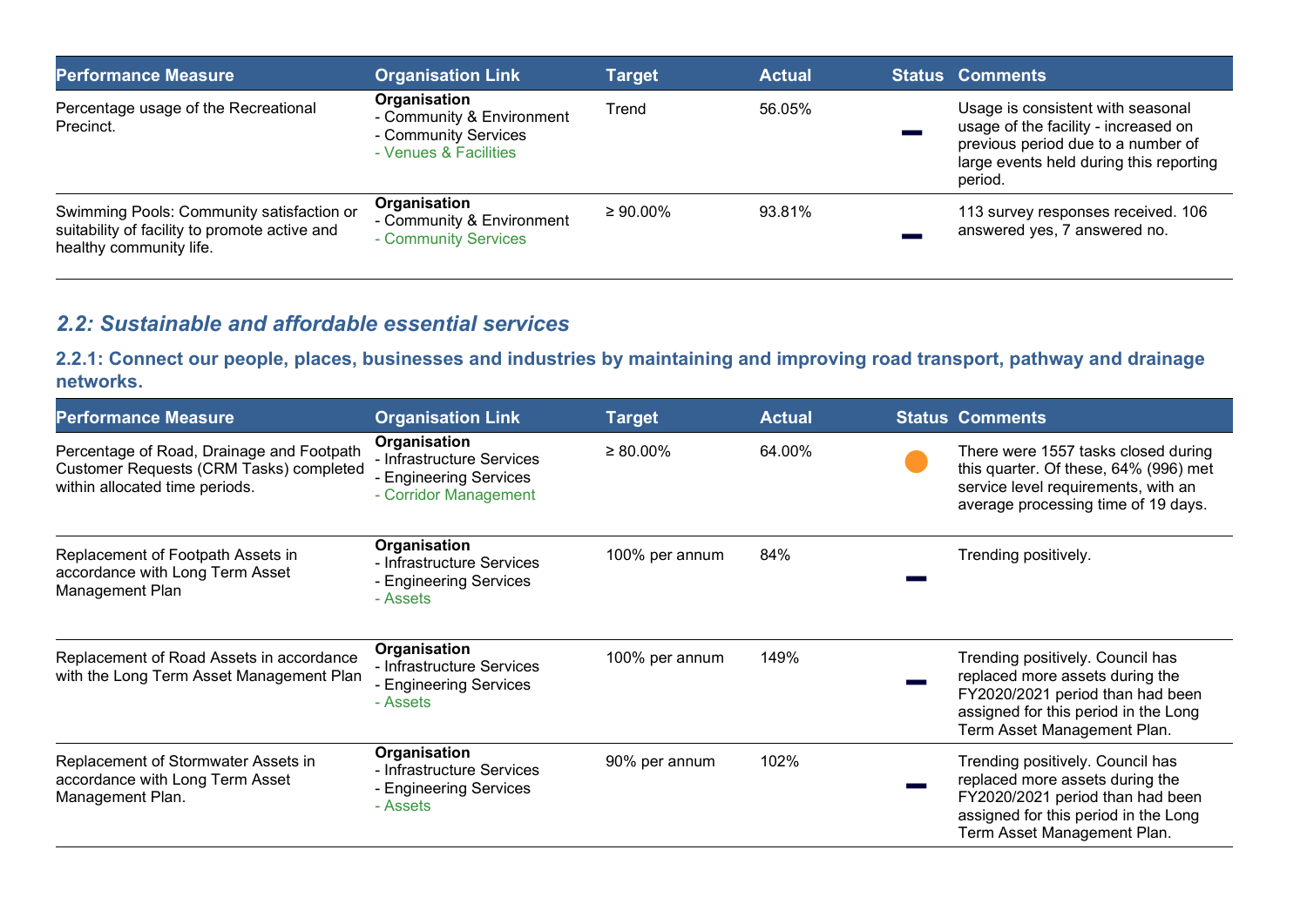| Performance Measure | Organisation Link | Target | Actual | Status | Comments |
|---|---|---|---|---|---|
| Percentage usage of the Recreational Precinct. | **Organisation**<br>- Community & Environment<br>- Community Services<br>- Venues & Facilities | Trend | 56.05% | ▬ | Usage is consistent with seasonal usage of the facility - increased on previous period due to a number of large events held during this reporting period. |
| Swimming Pools: Community satisfaction or suitability of facility to promote active and healthy community life. | **Organisation**<br>- Community & Environment<br>- Community Services | ≥ 90.00% | 93.81% | ▬ | 113 survey responses received. 106 answered yes, 7 answered no. |

## *2.2: Sustainable and affordable essential services*

### 2.2.1: Connect our people, places, businesses and industries by maintaining and improving road transport, pathway and drainage networks.

| Performance Measure | Organisation Link | Target | Actual | Status | Comments |
|---|---|---|---|---|---|
| Percentage of Road, Drainage and Footpath Customer Requests (CRM Tasks) completed within allocated time periods. | **Organisation**<br>- Infrastructure Services<br>- Engineering Services<br>- Corridor Management | ≥ 80.00% | 64.00% | ● | There were 1557 tasks closed during this quarter. Of these, 64% (996) met service level requirements, with an average processing time of 19 days. |
| Replacement of Footpath Assets in accordance with Long Term Asset Management Plan | **Organisation**<br>- Infrastructure Services<br>- Engineering Services<br>- Assets | 100% per annum | 84% | ▬ | Trending positively. |
| Replacement of Road Assets in accordance with the Long Term Asset Management Plan | **Organisation**<br>- Infrastructure Services<br>- Engineering Services<br>- Assets | 100% per annum | 149% | ▬ | Trending positively. Council has replaced more assets during the FY2020/2021 period than had been assigned for this period in the Long Term Asset Management Plan. |
| Replacement of Stormwater Assets in accordance with Long Term Asset Management Plan. | **Organisation**<br>- Infrastructure Services<br>- Engineering Services<br>- Assets | 90% per annum | 102% | ▬ | Trending positively. Council has replaced more assets during the FY2020/2021 period than had been assigned for this period in the Long Term Asset Management Plan. |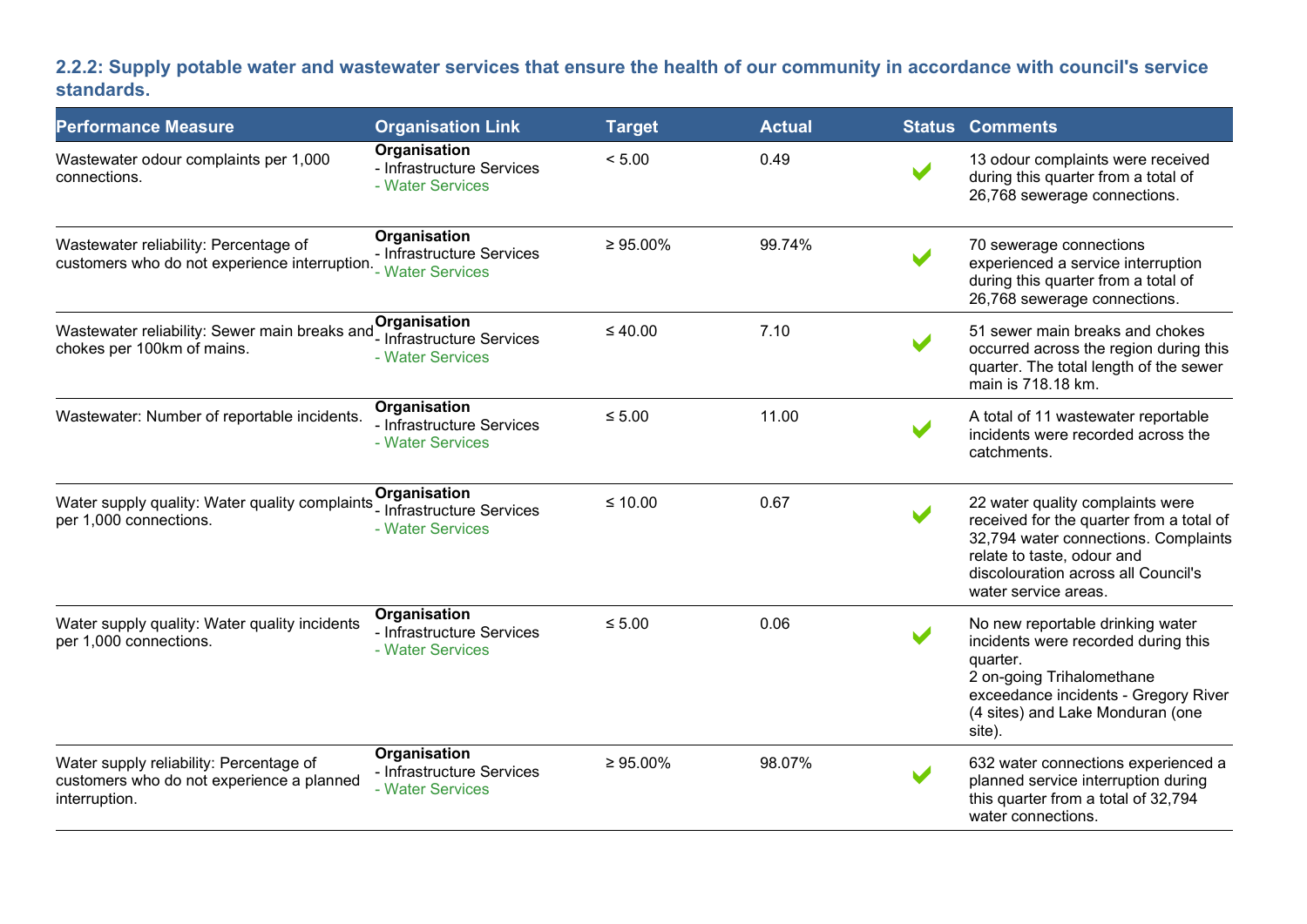### 2.2.2: Supply potable water and wastewater services that ensure the health of our community in accordance with council's service standards.

| Performance Measure | Organisation Link | Target | Actual | Status | Comments |
|---|---|---|---|---|---|
| Wastewater odour complaints per 1,000 connections. | **Organisation**<br>- Infrastructure Services<br>- Water Services | < 5.00 | 0.49 | ✔ | 13 odour complaints were received during this quarter from a total of 26,768 sewerage connections. |
| Wastewater reliability: Percentage of customers who do not experience interruption. | **Organisation**<br>- Infrastructure Services<br>- Water Services | ≥ 95.00% | 99.74% | ✔ | 70 sewerage connections experienced a service interruption during this quarter from a total of 26,768 sewerage connections. |
| Wastewater reliability: Sewer main breaks and chokes per 100km of mains. | **Organisation**<br>- Infrastructure Services<br>- Water Services | ≤ 40.00 | 7.10 | ✔ | 51 sewer main breaks and chokes occurred across the region during this quarter. The total length of the sewer main is 718.18 km. |
| Wastewater: Number of reportable incidents. | **Organisation**<br>- Infrastructure Services<br>- Water Services | ≤ 5.00 | 11.00 | ✔ | A total of 11 wastewater reportable incidents were recorded across the catchments. |
| Water supply quality: Water quality complaints per 1,000 connections. | **Organisation**<br>- Infrastructure Services<br>- Water Services | ≤ 10.00 | 0.67 | ✔ | 22 water quality complaints were received for the quarter from a total of 32,794 water connections. Complaints relate to taste, odour and discolouration across all Council's water service areas. |
| Water supply quality: Water quality incidents per 1,000 connections. | **Organisation**<br>- Infrastructure Services<br>- Water Services | ≤ 5.00 | 0.06 | ✔ | No new reportable drinking water incidents were recorded during this quarter.<br>2 on-going Trihalomethane exceedance incidents - Gregory River (4 sites) and Lake Monduran (one site). |
| Water supply reliability: Percentage of customers who do not experience a planned interruption. | **Organisation**<br>- Infrastructure Services<br>- Water Services | ≥ 95.00% | 98.07% | ✔ | 632 water connections experienced a planned service interruption during this quarter from a total of 32,794 water connections. |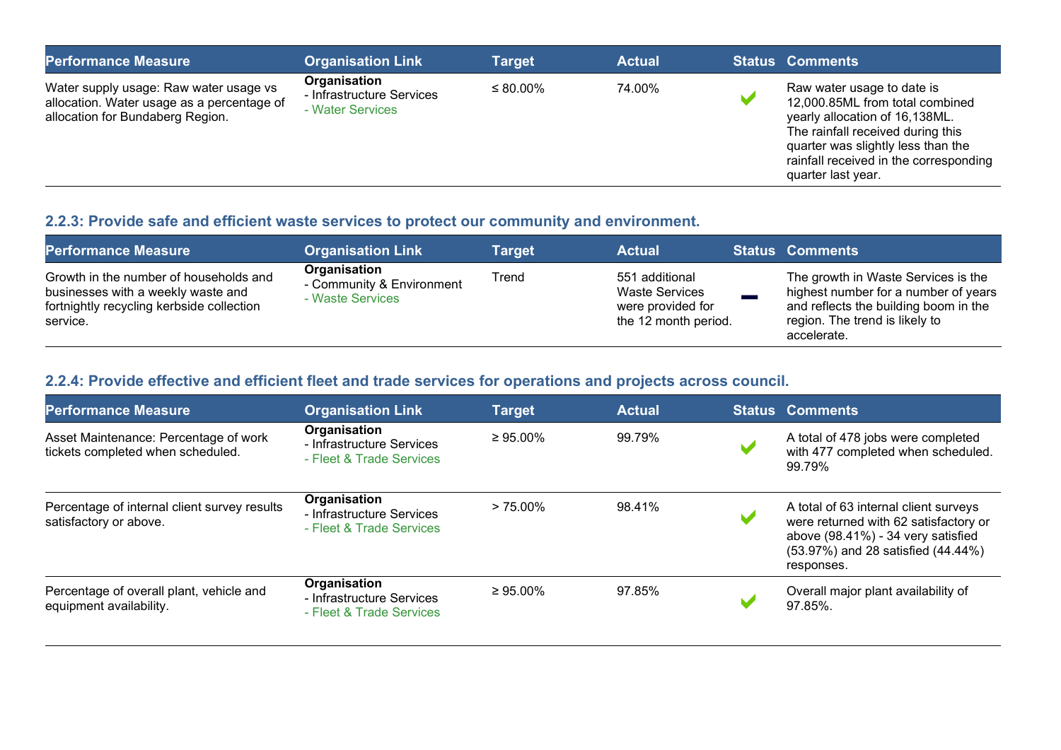| Performance Measure | Organisation Link | Target | Actual | Status | Comments |
|---|---|---|---|---|---|
| Water supply usage: Raw water usage vs allocation. Water usage as a percentage of allocation for Bundaberg Region. | **Organisation**<br>- Infrastructure Services<br>- Water Services | ≤ 80.00% | 74.00% | ✔ | Raw water usage to date is 12,000.85ML from total combined yearly allocation of 16,138ML. The rainfall received during this quarter was slightly less than the rainfall received in the corresponding quarter last year. |

### 2.2.3: Provide safe and efficient waste services to protect our community and environment.

| Performance Measure | Organisation Link | Target | Actual | Status | Comments |
|---|---|---|---|---|---|
| Growth in the number of households and businesses with a weekly waste and fortnightly recycling kerbside collection service. | **Organisation**<br>- Community & Environment<br>- Waste Services | Trend | 551 additional Waste Services were provided for the 12 month period. | − | The growth in Waste Services is the highest number for a number of years and reflects the building boom in the region. The trend is likely to accelerate. |

### 2.2.4: Provide effective and efficient fleet and trade services for operations and projects across council.

| Performance Measure | Organisation Link | Target | Actual | Status | Comments |
|---|---|---|---|---|---|
| Asset Maintenance: Percentage of work tickets completed when scheduled. | **Organisation**<br>- Infrastructure Services<br>- Fleet & Trade Services | ≥ 95.00% | 99.79% | ✔ | A total of 478 jobs were completed with 477 completed when scheduled. 99.79% |
| Percentage of internal client survey results satisfactory or above. | **Organisation**<br>- Infrastructure Services<br>- Fleet & Trade Services | > 75.00% | 98.41% | ✔ | A total of 63 internal client surveys were returned with 62 satisfactory or above (98.41%) - 34 very satisfied (53.97%) and 28 satisfied (44.44%) responses. |
| Percentage of overall plant, vehicle and equipment availability. | **Organisation**<br>- Infrastructure Services<br>- Fleet & Trade Services | ≥ 95.00% | 97.85% | ✔ | Overall major plant availability of 97.85%. |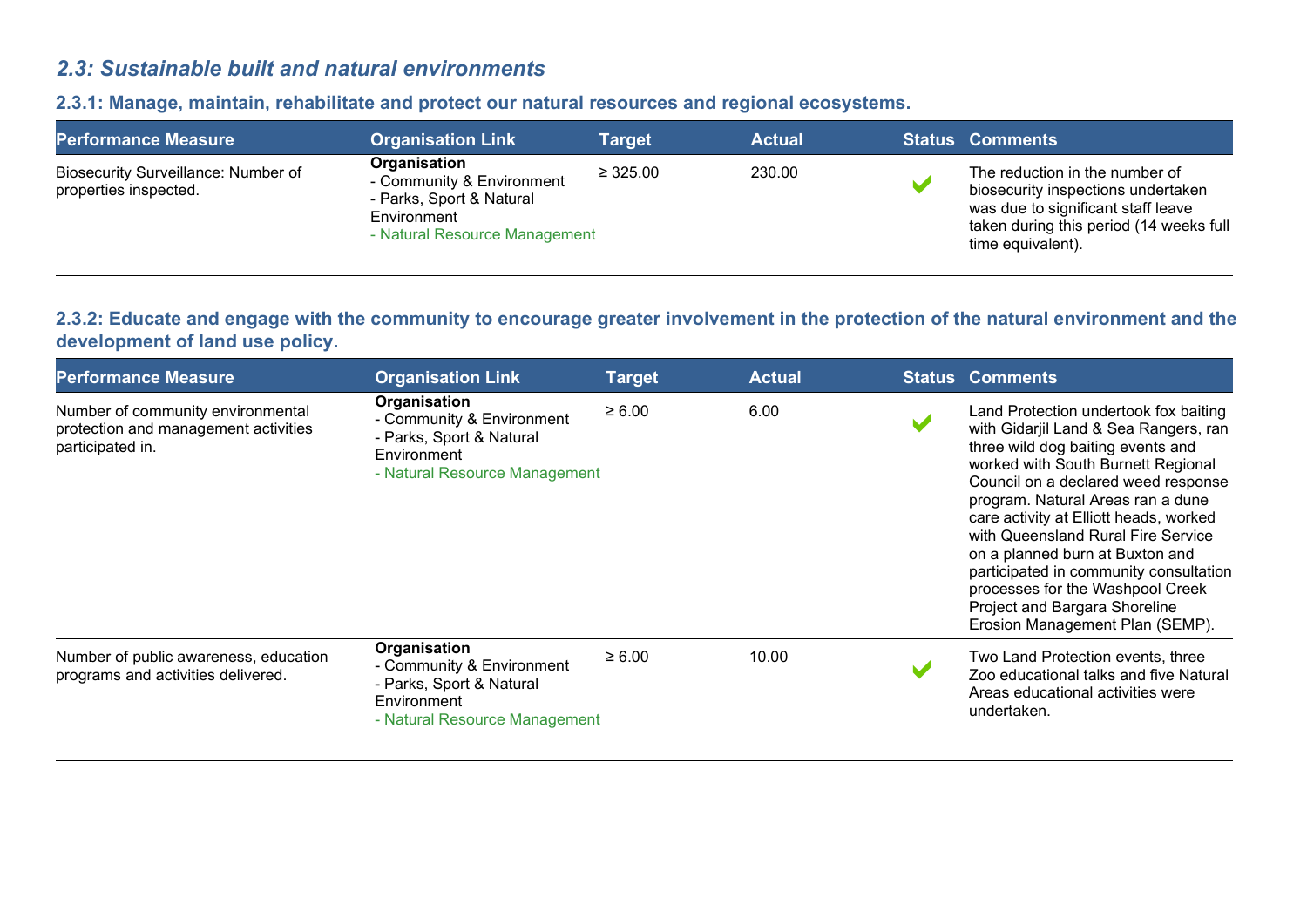## *2.3: Sustainable built and natural environments*

### 2.3.1: Manage, maintain, rehabilitate and protect our natural resources and regional ecosystems.

| Performance Measure | Organisation Link | Target | Actual | Status | Comments |
|---|---|---|---|---|---|
| Biosecurity Surveillance: Number of properties inspected. | **Organisation**<br>- Community & Environment<br>- Parks, Sport & Natural Environment<br>- Natural Resource Management | ≥ 325.00 | 230.00 | ✔ | The reduction in the number of biosecurity inspections undertaken was due to significant staff leave taken during this period (14 weeks full time equivalent). |

### 2.3.2: Educate and engage with the community to encourage greater involvement in the protection of the natural environment and the development of land use policy.

| Performance Measure | Organisation Link | Target | Actual | Status | Comments |
|---|---|---|---|---|---|
| Number of community environmental protection and management activities participated in. | **Organisation**<br>- Community & Environment<br>- Parks, Sport & Natural Environment<br>- Natural Resource Management | ≥ 6.00 | 6.00 | ✔ | Land Protection undertook fox baiting with Gidarjil Land & Sea Rangers, ran three wild dog baiting events and worked with South Burnett Regional Council on a declared weed response program. Natural Areas ran a dune care activity at Elliott heads, worked with Queensland Rural Fire Service on a planned burn at Buxton and participated in community consultation processes for the Washpool Creek Project and Bargara Shoreline Erosion Management Plan (SEMP). |
| Number of public awareness, education programs and activities delivered. | **Organisation**<br>- Community & Environment<br>- Parks, Sport & Natural Environment<br>- Natural Resource Management | ≥ 6.00 | 10.00 | ✔ | Two Land Protection events, three Zoo educational talks and five Natural Areas educational activities were undertaken. |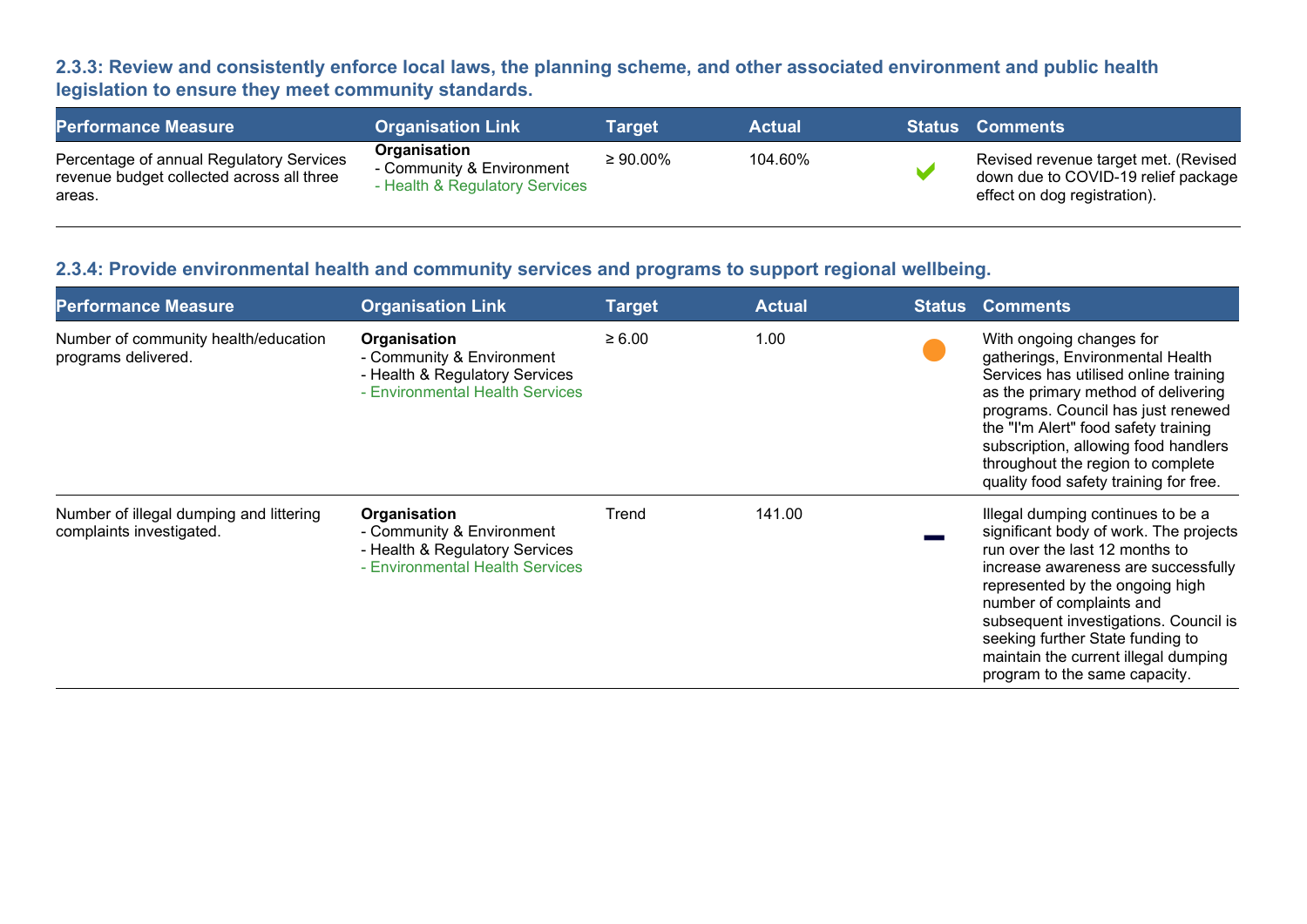### 2.3.3: Review and consistently enforce local laws, the planning scheme, and other associated environment and public health legislation to ensure they meet community standards.

| Performance Measure | Organisation Link | Target | Actual | Status | Comments |
|---|---|---|---|---|---|
| Percentage of annual Regulatory Services revenue budget collected across all three areas. | **Organisation**<br>- Community & Environment<br>- Health & Regulatory Services | ≥ 90.00% | 104.60% | ✔ | Revised revenue target met. (Revised down due to COVID-19 relief package effect on dog registration). |

### 2.3.4: Provide environmental health and community services and programs to support regional wellbeing.

| Performance Measure | Organisation Link | Target | Actual | Status | Comments |
|---|---|---|---|---|---|
| Number of community health/education programs delivered. | **Organisation**<br>- Community & Environment<br>- Health & Regulatory Services<br>- Environmental Health Services | ≥ 6.00 | 1.00 | ● | With ongoing changes for gatherings, Environmental Health Services has utilised online training as the primary method of delivering programs. Council has just renewed the "I'm Alert" food safety training subscription, allowing food handlers throughout the region to complete quality food safety training for free. |
| Number of illegal dumping and littering complaints investigated. | **Organisation**<br>- Community & Environment<br>- Health & Regulatory Services<br>- Environmental Health Services | Trend | 141.00 | ▬ | Illegal dumping continues to be a significant body of work. The projects run over the last 12 months to increase awareness are successfully represented by the ongoing high number of complaints and subsequent investigations. Council is seeking further State funding to maintain the current illegal dumping program to the same capacity. |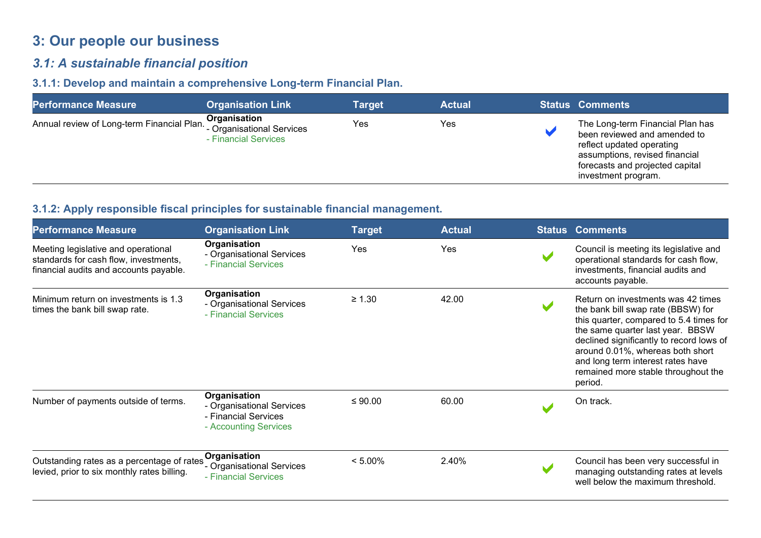# 3: Our people our business

## *3.1: A sustainable financial position*

### 3.1.1: Develop and maintain a comprehensive Long-term Financial Plan.

| Performance Measure | Organisation Link | Target | Actual | Status | Comments |
|---|---|---|---|---|---|
| Annual review of Long-term Financial Plan. | **Organisation**<br>- Organisational Services<br>- Financial Services | Yes | Yes | ✔ | The Long-term Financial Plan has been reviewed and amended to reflect updated operating assumptions, revised financial forecasts and projected capital investment program. |

### 3.1.2: Apply responsible fiscal principles for sustainable financial management.

| Performance Measure | Organisation Link | Target | Actual | Status | Comments |
|---|---|---|---|---|---|
| Meeting legislative and operational standards for cash flow, investments, financial audits and accounts payable. | **Organisation**<br>- Organisational Services<br>- Financial Services | Yes | Yes | ✔ | Council is meeting its legislative and operational standards for cash flow, investments, financial audits and accounts payable. |
| Minimum return on investments is 1.3 times the bank bill swap rate. | **Organisation**<br>- Organisational Services<br>- Financial Services | ≥ 1.30 | 42.00 | ✔ | Return on investments was 42 times the bank bill swap rate (BBSW) for this quarter, compared to 5.4 times for the same quarter last year. BBSW declined significantly to record lows of around 0.01%, whereas both short and long term interest rates have remained more stable throughout the period. |
| Number of payments outside of terms. | **Organisation**<br>- Organisational Services<br>- Financial Services<br>- Accounting Services | ≤ 90.00 | 60.00 | ✔ | On track. |
| Outstanding rates as a percentage of rates levied, prior to six monthly rates billing. | **Organisation**<br>- Organisational Services<br>- Financial Services | < 5.00% | 2.40% | ✔ | Council has been very successful in managing outstanding rates at levels well below the maximum threshold. |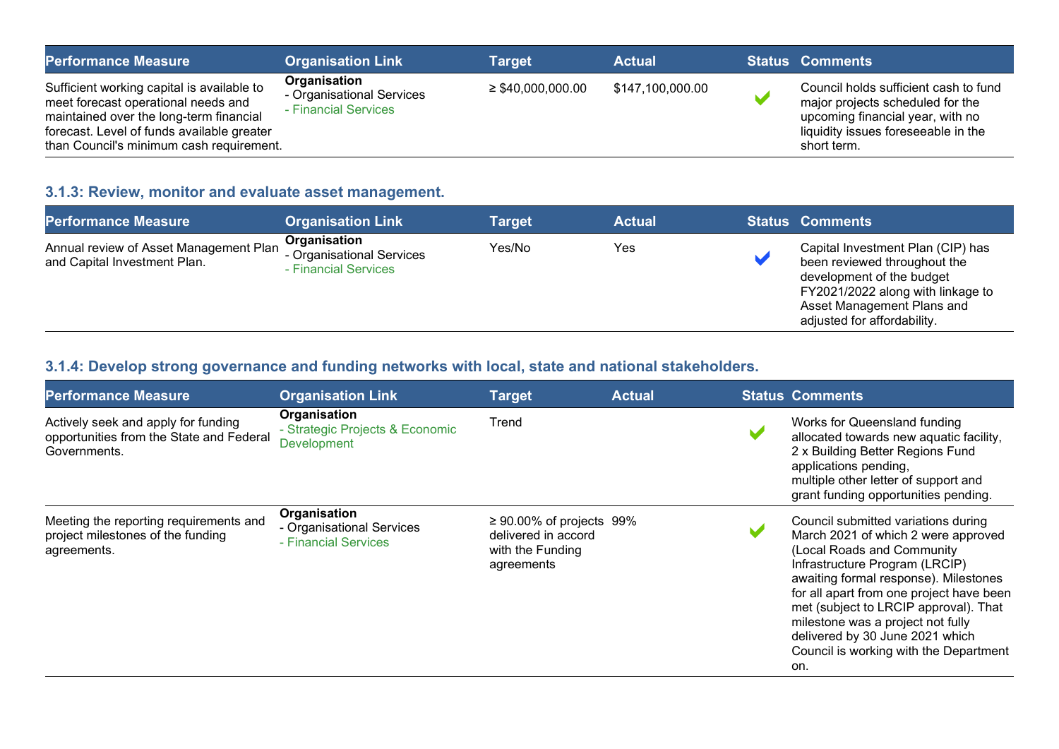| Performance Measure | Organisation Link | Target | Actual | Status | Comments |
|---|---|---|---|---|---|
| Sufficient working capital is available to meet forecast operational needs and maintained over the long-term financial forecast. Level of funds available greater than Council's minimum cash requirement. | **Organisation**<br>- Organisational Services<br>- Financial Services | ≥ $40,000,000.00 | $147,100,000.00 | ✔ | Council holds sufficient cash to fund major projects scheduled for the upcoming financial year, with no liquidity issues foreseeable in the short term. |

### 3.1.3: Review, monitor and evaluate asset management.

| Performance Measure | Organisation Link | Target | Actual | Status | Comments |
|---|---|---|---|---|---|
| Annual review of Asset Management Plan and Capital Investment Plan. | **Organisation**<br>- Organisational Services<br>- Financial Services | Yes/No | Yes | ✔ | Capital Investment Plan (CIP) has been reviewed throughout the development of the budget FY2021/2022 along with linkage to Asset Management Plans and adjusted for affordability. |

### 3.1.4: Develop strong governance and funding networks with local, state and national stakeholders.

| Performance Measure | Organisation Link | Target | Actual | Status | Comments |
|---|---|---|---|---|---|
| Actively seek and apply for funding opportunities from the State and Federal Governments. | **Organisation**<br>- Strategic Projects & Economic Development | Trend | | ✔ | Works for Queensland funding allocated towards new aquatic facility, 2 x Building Better Regions Fund applications pending, multiple other letter of support and grant funding opportunities pending. |
| Meeting the reporting requirements and project milestones of the funding agreements. | **Organisation**<br>- Organisational Services<br>- Financial Services | ≥ 90.00% of projects delivered in accord with the Funding agreements | 99% | ✔ | Council submitted variations during March 2021 of which 2 were approved (Local Roads and Community Infrastructure Program (LRCIP) awaiting formal response). Milestones for all apart from one project have been met (subject to LRCIP approval). That milestone was a project not fully delivered by 30 June 2021 which Council is working with the Department on. |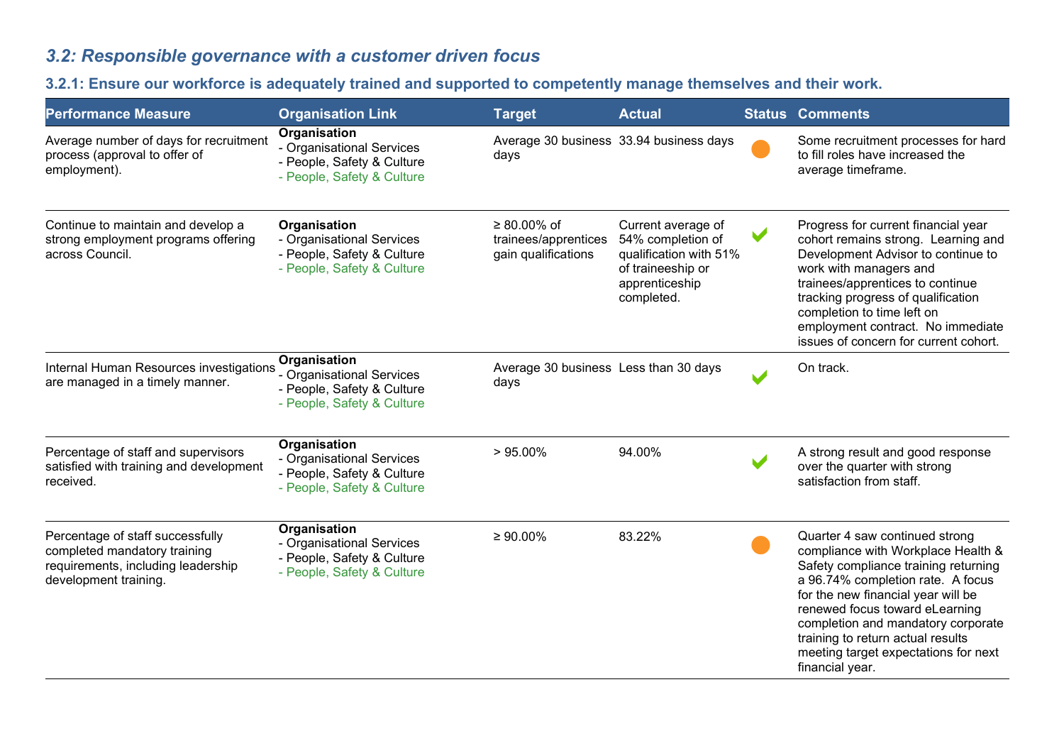## 3.2: Responsible governance with a customer driven focus

### 3.2.1: Ensure our workforce is adequately trained and supported to competently manage themselves and their work.

| Performance Measure | Organisation Link | Target | Actual | Status | Comments |
|---|---|---|---|---|---|
| Average number of days for recruitment process (approval to offer of employment). | **Organisation**<br>- Organisational Services<br>- People, Safety & Culture<br>- People, Safety & Culture | Average 30 business days | 33.94 business days | ● | Some recruitment processes for hard to fill roles have increased the average timeframe. |
| Continue to maintain and develop a strong employment programs offering across Council. | **Organisation**<br>- Organisational Services<br>- People, Safety & Culture<br>- People, Safety & Culture | ≥ 80.00% of trainees/apprentices gain qualifications | Current average of 54% completion of qualification with 51% of traineeship or apprenticeship completed. | ✔ | Progress for current financial year cohort remains strong. Learning and Development Advisor to continue to work with managers and trainees/apprentices to continue tracking progress of qualification completion to time left on employment contract. No immediate issues of concern for current cohort. |
| Internal Human Resources investigations are managed in a timely manner. | **Organisation**<br>- Organisational Services<br>- People, Safety & Culture<br>- People, Safety & Culture | Average 30 business days | Less than 30 days | ✔ | On track. |
| Percentage of staff and supervisors satisfied with training and development received. | **Organisation**<br>- Organisational Services<br>- People, Safety & Culture<br>- People, Safety & Culture | > 95.00% | 94.00% | ✔ | A strong result and good response over the quarter with strong satisfaction from staff. |
| Percentage of staff successfully completed mandatory training requirements, including leadership development training. | **Organisation**<br>- Organisational Services<br>- People, Safety & Culture<br>- People, Safety & Culture | ≥ 90.00% | 83.22% | ● | Quarter 4 saw continued strong compliance with Workplace Health & Safety compliance training returning a 96.74% completion rate. A focus for the new financial year will be renewed focus toward eLearning completion and mandatory corporate training to return actual results meeting target expectations for next financial year. |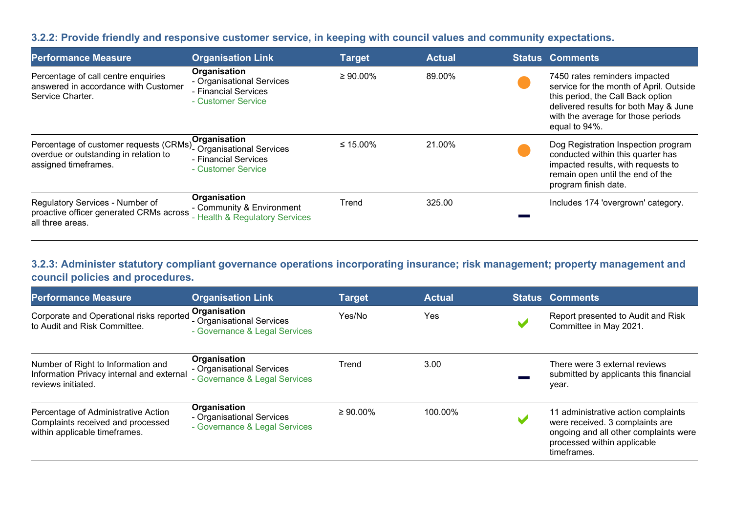### 3.2.2: Provide friendly and responsive customer service, in keeping with council values and community expectations.

| Performance Measure | Organisation Link | Target | Actual | Status | Comments |
|---|---|---|---|---|---|
| Percentage of call centre enquiries answered in accordance with Customer Service Charter. | **Organisation**<br>- Organisational Services<br>- Financial Services<br>- Customer Service | ≥ 90.00% | 89.00% | ● | 7450 rates reminders impacted service for the month of April. Outside this period, the Call Back option delivered results for both May & June with the average for those periods equal to 94%. |
| Percentage of customer requests (CRMs) overdue or outstanding in relation to assigned timeframes. | **Organisation**<br>- Organisational Services<br>- Financial Services<br>- Customer Service | ≤ 15.00% | 21.00% | ● | Dog Registration Inspection program conducted within this quarter has impacted results, with requests to remain open until the end of the program finish date. |
| Regulatory Services - Number of proactive officer generated CRMs across all three areas. | **Organisation**<br>- Community & Environment<br>- Health & Regulatory Services | Trend | 325.00 | − | Includes 174 'overgrown' category. |

### 3.2.3: Administer statutory compliant governance operations incorporating insurance; risk management; property management and council policies and procedures.

| Performance Measure | Organisation Link | Target | Actual | Status | Comments |
|---|---|---|---|---|---|
| Corporate and Operational risks reported to Audit and Risk Committee. | **Organisation**<br>- Organisational Services<br>- Governance & Legal Services | Yes/No | Yes | ✔ | Report presented to Audit and Risk Committee in May 2021. |
| Number of Right to Information and Information Privacy internal and external reviews initiated. | **Organisation**<br>- Organisational Services<br>- Governance & Legal Services | Trend | 3.00 | − | There were 3 external reviews submitted by applicants this financial year. |
| Percentage of Administrative Action Complaints received and processed within applicable timeframes. | **Organisation**<br>- Organisational Services<br>- Governance & Legal Services | ≥ 90.00% | 100.00% | ✔ | 11 administrative action complaints were received. 3 complaints are ongoing and all other complaints were processed within applicable timeframes. |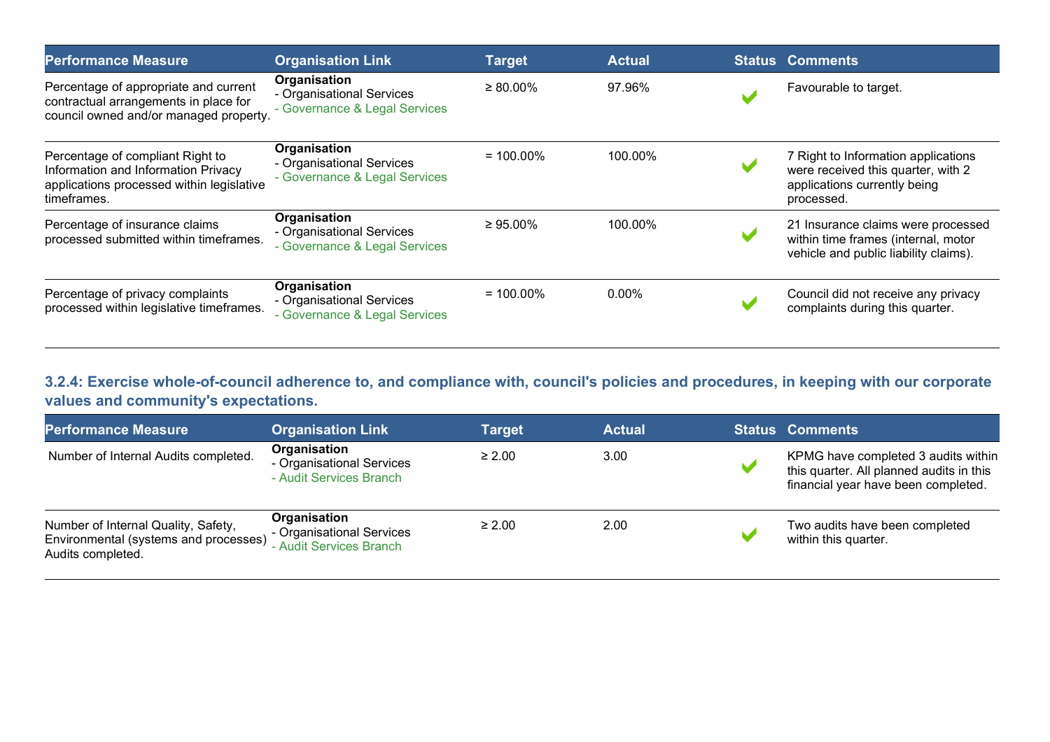| Performance Measure | Organisation Link | Target | Actual | Status | Comments |
|---|---|---|---|---|---|
| Percentage of appropriate and current contractual arrangements in place for council owned and/or managed property. | **Organisation**<br>- Organisational Services<br>- Governance & Legal Services | ≥ 80.00% | 97.96% | ✔ | Favourable to target. |
| Percentage of compliant Right to Information and Information Privacy applications processed within legislative timeframes. | **Organisation**<br>- Organisational Services<br>- Governance & Legal Services | = 100.00% | 100.00% | ✔ | 7 Right to Information applications were received this quarter, with 2 applications currently being processed. |
| Percentage of insurance claims processed submitted within timeframes. | **Organisation**<br>- Organisational Services<br>- Governance & Legal Services | ≥ 95.00% | 100.00% | ✔ | 21 Insurance claims were processed within time frames (internal, motor vehicle and public liability claims). |
| Percentage of privacy complaints processed within legislative timeframes. | **Organisation**<br>- Organisational Services<br>- Governance & Legal Services | = 100.00% | 0.00% | ✔ | Council did not receive any privacy complaints during this quarter. |

### 3.2.4: Exercise whole-of-council adherence to, and compliance with, council's policies and procedures, in keeping with our corporate values and community's expectations.

| Performance Measure | Organisation Link | Target | Actual | Status | Comments |
|---|---|---|---|---|---|
| Number of Internal Audits completed. | **Organisation**<br>- Organisational Services<br>- Audit Services Branch | ≥ 2.00 | 3.00 | ✔ | KPMG have completed 3 audits within this quarter. All planned audits in this financial year have been completed. |
| Number of Internal Quality, Safety, Environmental (systems and processes) Audits completed. | **Organisation**<br>- Organisational Services<br>- Audit Services Branch | ≥ 2.00 | 2.00 | ✔ | Two audits have been completed within this quarter. |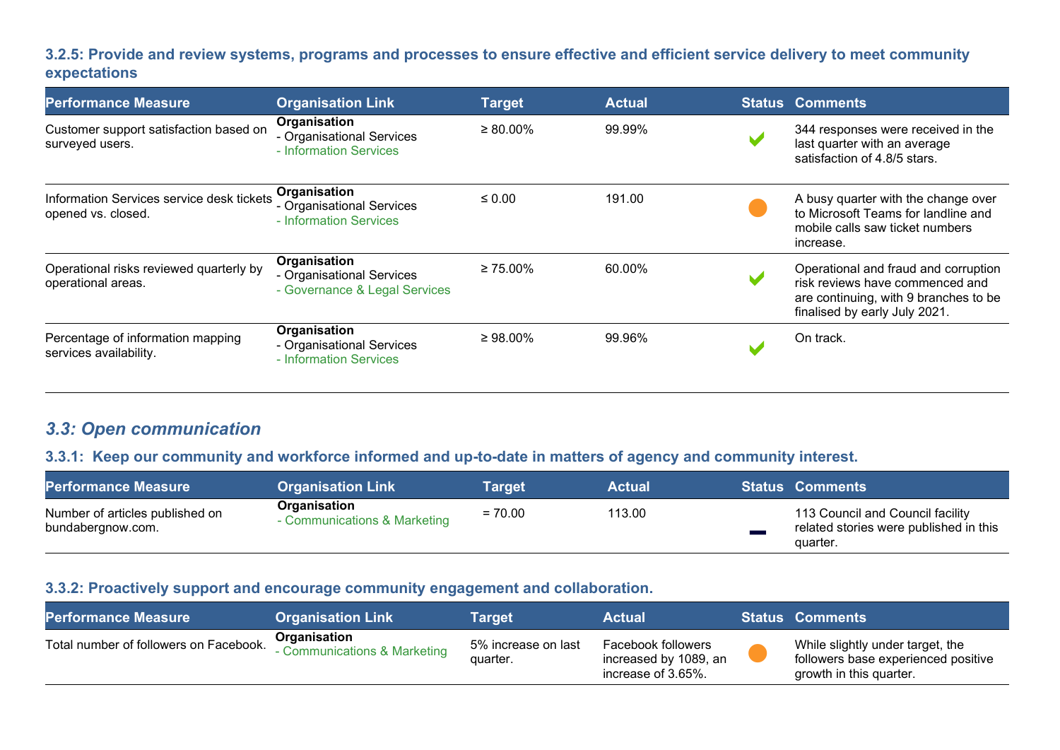### 3.2.5: Provide and review systems, programs and processes to ensure effective and efficient service delivery to meet community expectations

| Performance Measure | Organisation Link | Target | Actual | Status | Comments |
| --- | --- | --- | --- | --- | --- |
| Customer support satisfaction based on surveyed users. | **Organisation**<br>- Organisational Services<br>- Information Services | ≥ 80.00% | 99.99% | ✔ | 344 responses were received in the last quarter with an average satisfaction of 4.8/5 stars. |
| Information Services service desk tickets opened vs. closed. | **Organisation**<br>- Organisational Services<br>- Information Services | ≤ 0.00 | 191.00 | ● | A busy quarter with the change over to Microsoft Teams for landline and mobile calls saw ticket numbers increase. |
| Operational risks reviewed quarterly by operational areas. | **Organisation**<br>- Organisational Services<br>- Governance & Legal Services | ≥ 75.00% | 60.00% | ✔ | Operational and fraud and corruption risk reviews have commenced and are continuing, with 9 branches to be finalised by early July 2021. |
| Percentage of information mapping services availability. | **Organisation**<br>- Organisational Services<br>- Information Services | ≥ 98.00% | 99.96% | ✔ | On track. |

## *3.3: Open communication*

### 3.3.1: Keep our community and workforce informed and up-to-date in matters of agency and community interest.

| Performance Measure | Organisation Link | Target | Actual | Status | Comments |
| --- | --- | --- | --- | --- | --- |
| Number of articles published on bundabergnow.com. | **Organisation**<br>- Communications & Marketing | = 70.00 | 113.00 | ▬ | 113 Council and Council facility related stories were published in this quarter. |

### 3.3.2: Proactively support and encourage community engagement and collaboration.

| Performance Measure | Organisation Link | Target | Actual | Status | Comments |
| --- | --- | --- | --- | --- | --- |
| Total number of followers on Facebook. | **Organisation**<br>- Communications & Marketing | 5% increase on last quarter. | Facebook followers increased by 1089, an increase of 3.65%. | ● | While slightly under target, the followers base experienced positive growth in this quarter. |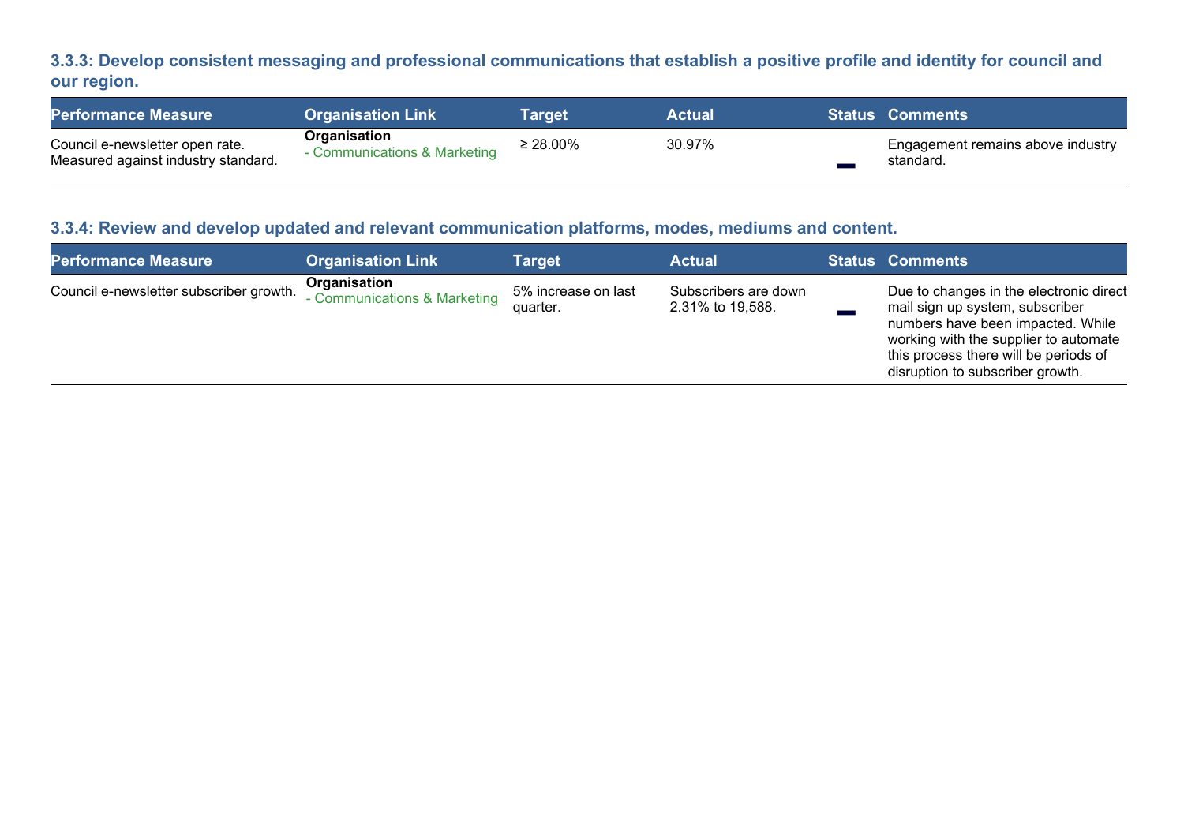### 3.3.3: Develop consistent messaging and professional communications that establish a positive profile and identity for council and our region.

| Performance Measure | Organisation Link | Target | Actual | Status | Comments |
|---|---|---|---|---|---|
| Council e-newsletter open rate. Measured against industry standard. | **Organisation** - Communications & Marketing | ≥ 28.00% | 30.97% | ▬ | Engagement remains above industry standard. |

### 3.3.4: Review and develop updated and relevant communication platforms, modes, mediums and content.

| Performance Measure | Organisation Link | Target | Actual | Status | Comments |
|---|---|---|---|---|---|
| Council e-newsletter subscriber growth. | **Organisation** - Communications & Marketing | 5% increase on last quarter. | Subscribers are down 2.31% to 19,588. | ▬ | Due to changes in the electronic direct mail sign up system, subscriber numbers have been impacted. While working with the supplier to automate this process there will be periods of disruption to subscriber growth. |